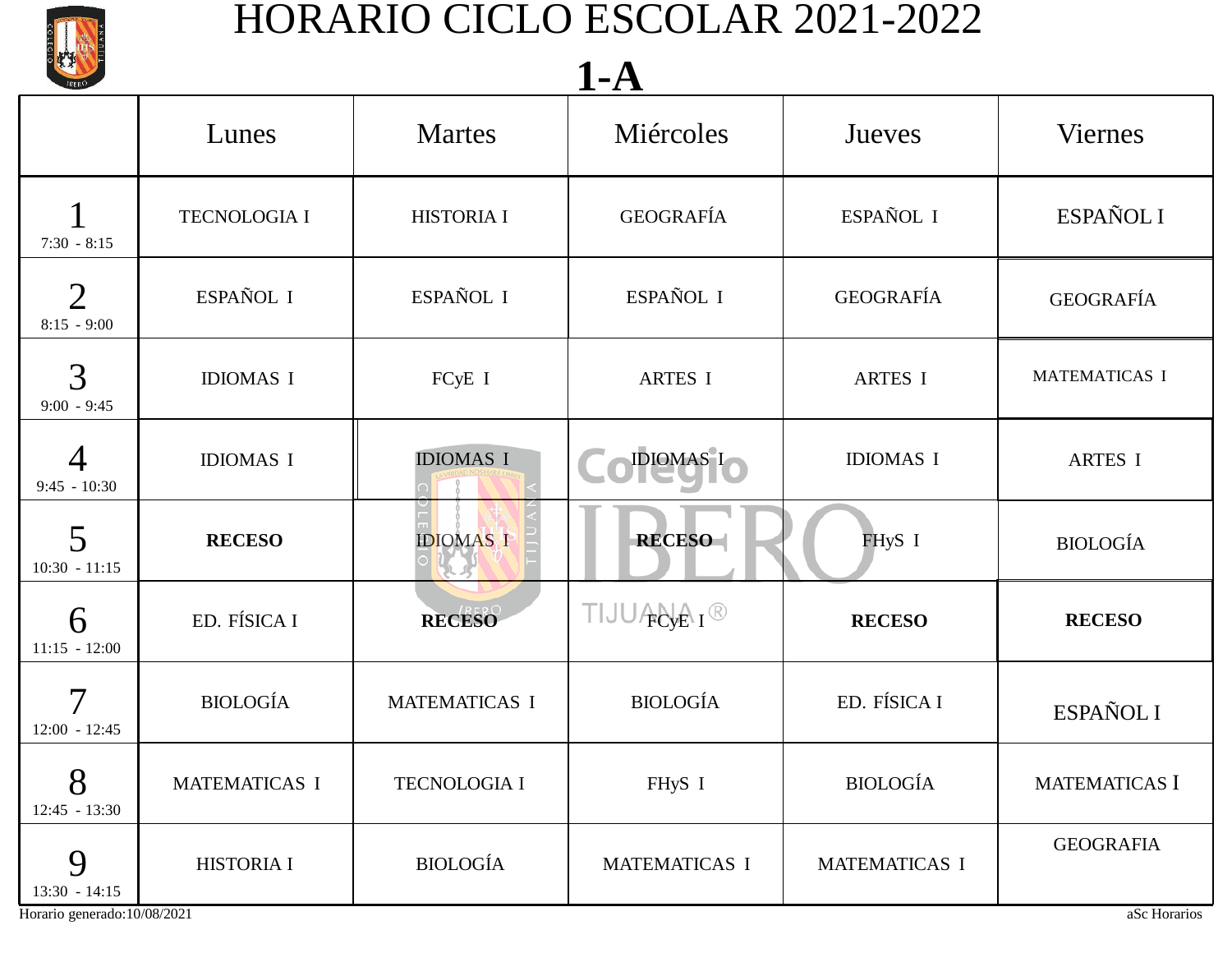# HORARIO CICLO ESCOLAR 2021-2022

## 1-A

| | Lunes | Martes | Miércoles | Jueves | Viernes |
|---|---|---|---|---|---|
| 1<br>7:30 - 8:15 | TECNOLOGIA I | HISTORIA I | GEOGRAFÍA | ESPAÑOL I | ESPAÑOL I |
| 2<br>8:15 - 9:00 | ESPAÑOL I | ESPAÑOL I | ESPAÑOL I | GEOGRAFÍA | GEOGRAFÍA |
| 3<br>9:00 - 9:45 | IDIOMAS I | FCyE I | ARTES I | ARTES I | MATEMATICAS I |
| 4<br>9:45 - 10:30 | IDIOMAS I | IDIOMAS I | IDIOMAS I | IDIOMAS I | ARTES I |
| 5<br>10:30 - 11:15 | **RECESO** | IDIOMAS I | **RECESO** | FHyS I | BIOLOGÍA |
| 6<br>11:15 - 12:00 | ED. FÍSICA I | **RECESO** | FCyE I | **RECESO** | **RECESO** |
| 7<br>12:00 - 12:45 | BIOLOGÍA | MATEMATICAS I | BIOLOGÍA | ED. FÍSICA I | ESPAÑOL I |
| 8<br>12:45 - 13:30 | MATEMATICAS I | TECNOLOGIA I | FHyS I | BIOLOGÍA | MATEMATICAS I |
| 9<br>13:30 - 14:15 | HISTORIA I | BIOLOGÍA | MATEMATICAS I | MATEMATICAS I | GEOGRAFIA |

Horario generado:10/08/2021

aSc Horarios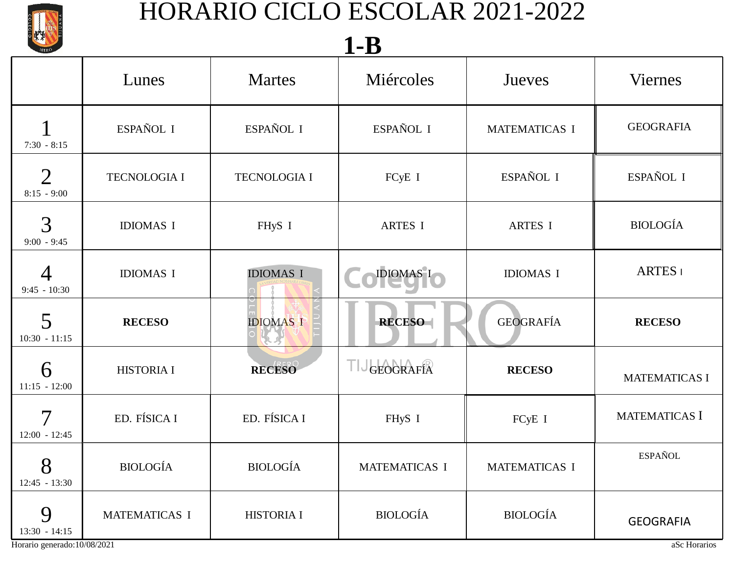# HORARIO CICLO ESCOLAR 2021-2022

## 1-B

| | Lunes | Martes | Miércoles | Jueves | Viernes |
|---|---|---|---|---|---|
| 1<br>7:30 - 8:15 | ESPAÑOL I | ESPAÑOL I | ESPAÑOL I | MATEMATICAS I | GEOGRAFIA |
| 2<br>8:15 - 9:00 | TECNOLOGIA I | TECNOLOGIA I | FCyE I | ESPAÑOL I | ESPAÑOL I |
| 3<br>9:00 - 9:45 | IDIOMAS I | FHyS I | ARTES I | ARTES I | BIOLOGÍA |
| 4<br>9:45 - 10:30 | IDIOMAS I | IDIOMAS I | IDIOMAS I | IDIOMAS I | ARTES I |
| 5<br>10:30 - 11:15 | **RECESO** | IDIOMAS I | **RECESO** | GEOGRAFÍA | **RECESO** |
| 6<br>11:15 - 12:00 | HISTORIA I | **RECESO** | GEOGRAFÍA | **RECESO** | MATEMATICAS I |
| 7<br>12:00 - 12:45 | ED. FÍSICA I | ED. FÍSICA I | FHyS I | FCyE I | MATEMATICAS I |
| 8<br>12:45 - 13:30 | BIOLOGÍA | BIOLOGÍA | MATEMATICAS I | MATEMATICAS I | ESPAÑOL |
| 9<br>13:30 - 14:15 | MATEMATICAS I | HISTORIA I | BIOLOGÍA | BIOLOGÍA | GEOGRAFIA |

Horario generado:10/08/2021

aSc Horarios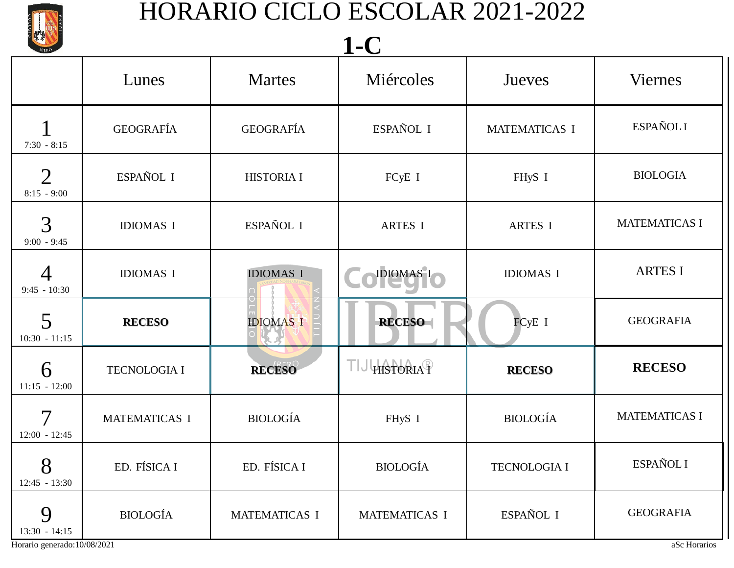# HORARIO CICLO ESCOLAR 2021-2022

## 1-C

| | Lunes | Martes | Miércoles | Jueves | Viernes |
|---|---|---|---|---|---|
| 1<br>7:30 - 8:15 | GEOGRAFÍA | GEOGRAFÍA | ESPAÑOL I | MATEMATICAS I | ESPAÑOL I |
| 2<br>8:15 - 9:00 | ESPAÑOL I | HISTORIA I | FCyE I | FHyS I | BIOLOGIA |
| 3<br>9:00 - 9:45 | IDIOMAS I | ESPAÑOL I | ARTES I | ARTES I | MATEMATICAS I |
| 4<br>9:45 - 10:30 | IDIOMAS I | IDIOMAS I | IDIOMAS I | IDIOMAS I | ARTES I |
| 5<br>10:30 - 11:15 | **RECESO** | IDIOMAS I | **RECESO** | FCyE I | GEOGRAFIA |
| 6<br>11:15 - 12:00 | TECNOLOGIA I | **RECESO** | HISTORIA I | **RECESO** | **RECESO** |
| 7<br>12:00 - 12:45 | MATEMATICAS I | BIOLOGÍA | FHyS I | BIOLOGÍA | MATEMATICAS I |
| 8<br>12:45 - 13:30 | ED. FÍSICA I | ED. FÍSICA I | BIOLOGÍA | TECNOLOGIA I | ESPAÑOL I |
| 9<br>13:30 - 14:15 | BIOLOGÍA | MATEMATICAS I | MATEMATICAS I | ESPAÑOL I | GEOGRAFIA |

Horario generado:10/08/2021

aSc Horarios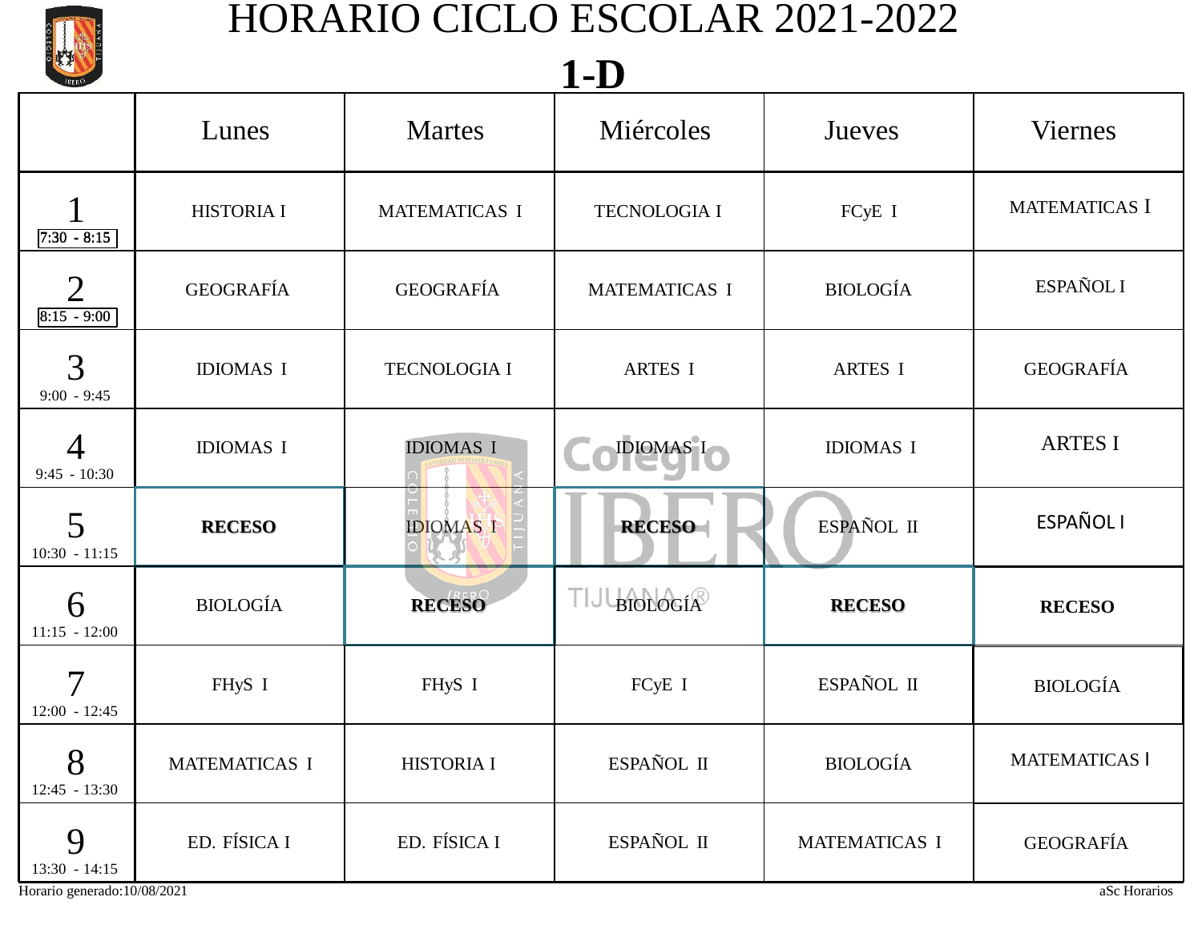# HORARIO CICLO ESCOLAR 2021-2022

## 1-D

| | Lunes | Martes | Miércoles | Jueves | Viernes |
|---|---|---|---|---|---|
| 1 7:30 - 8:15 | HISTORIA I | MATEMATICAS I | TECNOLOGIA I | FCyE I | MATEMATICAS I |
| 2 8:15 - 9:00 | GEOGRAFÍA | GEOGRAFÍA | MATEMATICAS I | BIOLOGÍA | ESPAÑOL I |
| 3 9:00 - 9:45 | IDIOMAS I | TECNOLOGIA I | ARTES I | ARTES I | GEOGRAFÍA |
| 4 9:45 - 10:30 | IDIOMAS I | IDIOMAS I | IDIOMAS I | IDIOMAS I | ARTES I |
| 5 10:30 - 11:15 | **RECESO** | IDIOMAS I | **RECESO** | ESPAÑOL II | ESPAÑOL I |
| 6 11:15 - 12:00 | BIOLOGÍA | **RECESO** | BIOLOGÍA | **RECESO** | **RECESO** |
| 7 12:00 - 12:45 | FHyS I | FHyS I | FCyE I | ESPAÑOL II | BIOLOGÍA |
| 8 12:45 - 13:30 | MATEMATICAS I | HISTORIA I | ESPAÑOL II | BIOLOGÍA | MATEMATICAS I |
| 9 13:30 - 14:15 | ED. FÍSICA I | ED. FÍSICA I | ESPAÑOL II | MATEMATICAS I | GEOGRAFÍA |

Horario generado:10/08/2021

aSc Horarios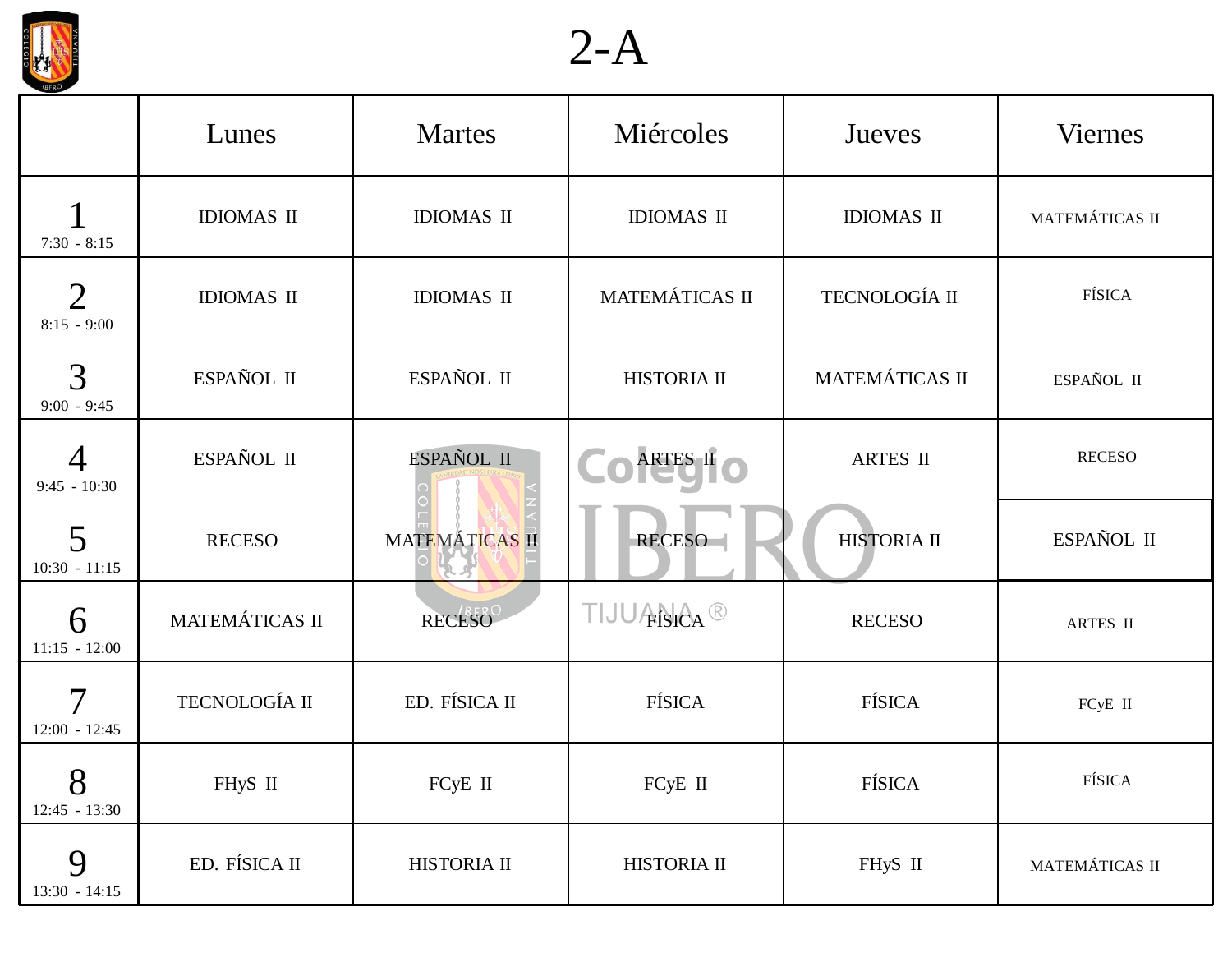# 2-A

| | Lunes | Martes | Miércoles | Jueves | Viernes |
|---|---|---|---|---|---|
| 1<br>7:30 - 8:15 | IDIOMAS II | IDIOMAS II | IDIOMAS II | IDIOMAS II | MATEMÁTICAS II |
| 2<br>8:15 - 9:00 | IDIOMAS II | IDIOMAS II | MATEMÁTICAS II | TECNOLOGÍA II | FÍSICA |
| 3<br>9:00 - 9:45 | ESPAÑOL II | ESPAÑOL II | HISTORIA II | MATEMÁTICAS II | ESPAÑOL II |
| 4<br>9:45 - 10:30 | ESPAÑOL II | ESPAÑOL II | ARTES II | ARTES II | RECESO |
| 5<br>10:30 - 11:15 | RECESO | MATEMÁTICAS II | RECESO | HISTORIA II | ESPAÑOL II |
| 6<br>11:15 - 12:00 | MATEMÁTICAS II | RECESO | FÍSICA | RECESO | ARTES II |
| 7<br>12:00 - 12:45 | TECNOLOGÍA II | ED. FÍSICA II | FÍSICA | FÍSICA | FCyE II |
| 8<br>12:45 - 13:30 | FHyS II | FCyE II | FCyE II | FÍSICA | FÍSICA |
| 9<br>13:30 - 14:15 | ED. FÍSICA II | HISTORIA II | HISTORIA II | FHyS II | MATEMÁTICAS II |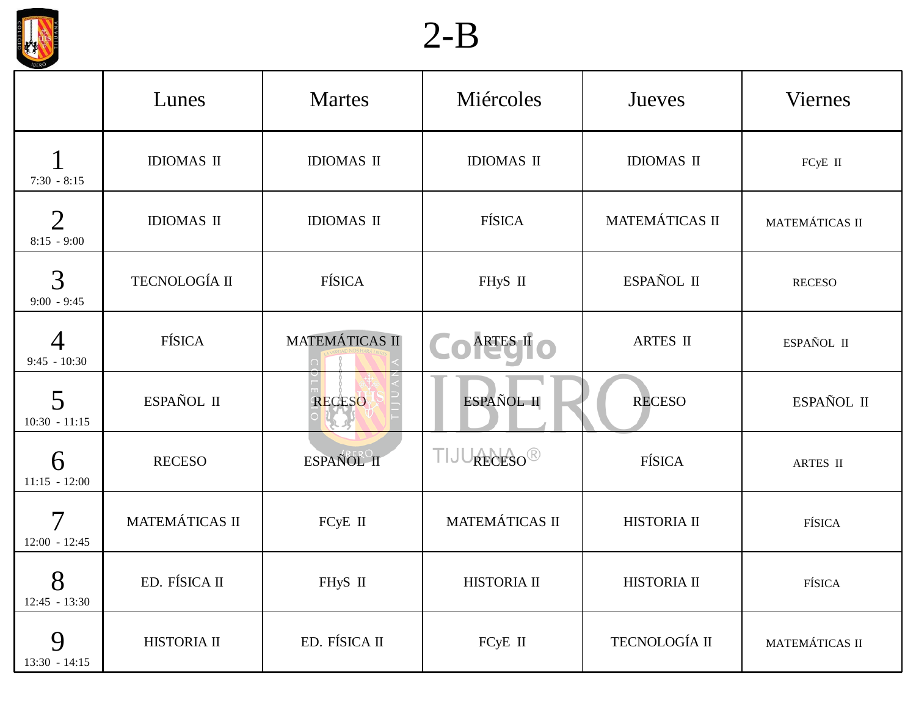# 2-B

| | Lunes | Martes | Miércoles | Jueves | Viernes |
|---|---|---|---|---|---|
| 1<br>7:30 - 8:15 | IDIOMAS II | IDIOMAS II | IDIOMAS II | IDIOMAS II | FCyE II |
| 2<br>8:15 - 9:00 | IDIOMAS II | IDIOMAS II | FÍSICA | MATEMÁTICAS II | MATEMÁTICAS II |
| 3<br>9:00 - 9:45 | TECNOLOGÍA II | FÍSICA | FHyS II | ESPAÑOL II | RECESO |
| 4<br>9:45 - 10:30 | FÍSICA | MATEMÁTICAS II | ARTES II | ARTES II | ESPAÑOL II |
| 5<br>10:30 - 11:15 | ESPAÑOL II | RECESO | ESPAÑOL II | RECESO | ESPAÑOL II |
| 6<br>11:15 - 12:00 | RECESO | ESPAÑOL II | RECESO | FÍSICA | ARTES II |
| 7<br>12:00 - 12:45 | MATEMÁTICAS II | FCyE II | MATEMÁTICAS II | HISTORIA II | FÍSICA |
| 8<br>12:45 - 13:30 | ED. FÍSICA II | FHyS II | HISTORIA II | HISTORIA II | FÍSICA |
| 9<br>13:30 - 14:15 | HISTORIA II | ED. FÍSICA II | FCyE II | TECNOLOGÍA II | MATEMÁTICAS II |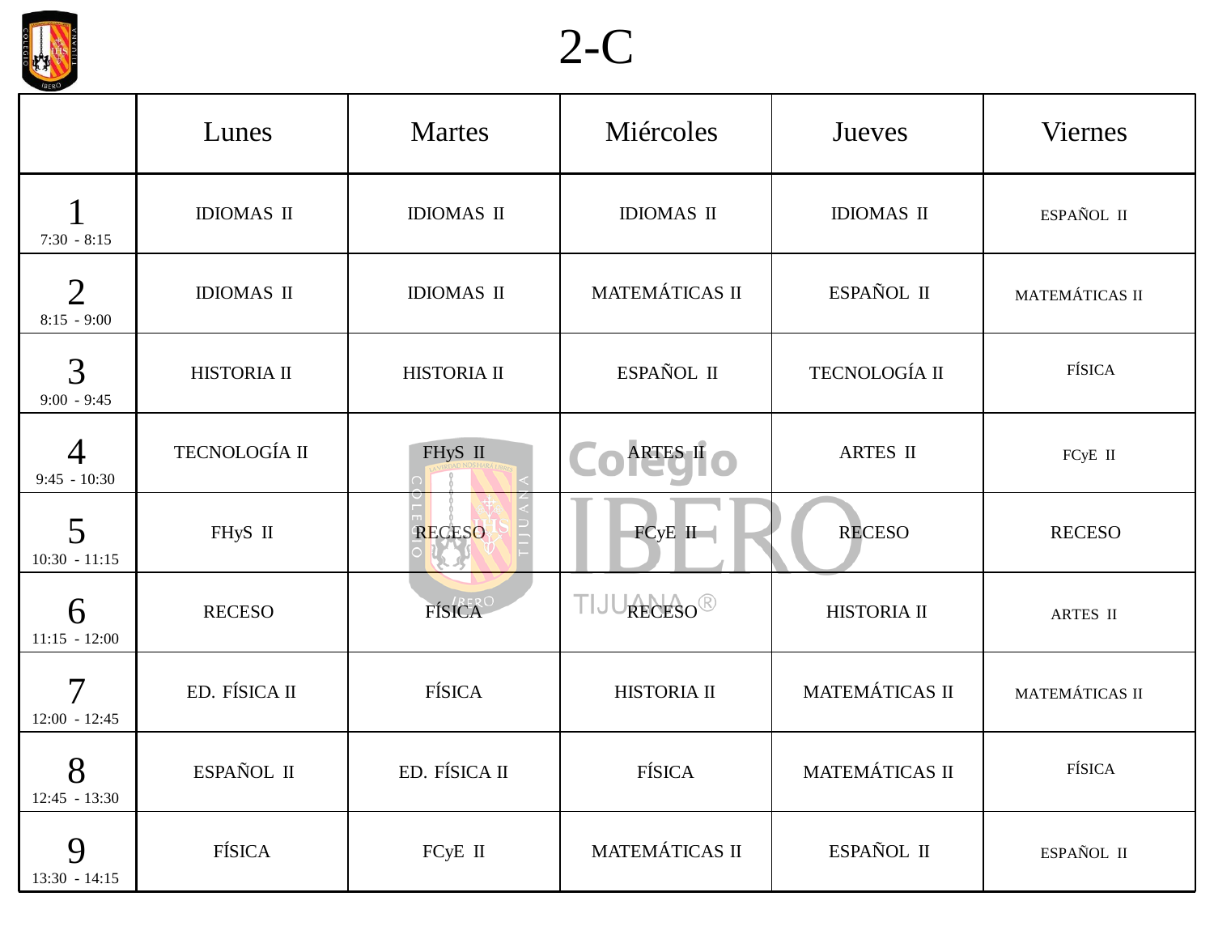# 2-C

| | Lunes | Martes | Miércoles | Jueves | Viernes |
|---|---|---|---|---|---|
| 1<br>7:30 - 8:15 | IDIOMAS II | IDIOMAS II | IDIOMAS II | IDIOMAS II | ESPAÑOL II |
| 2<br>8:15 - 9:00 | IDIOMAS II | IDIOMAS II | MATEMÁTICAS II | ESPAÑOL II | MATEMÁTICAS II |
| 3<br>9:00 - 9:45 | HISTORIA II | HISTORIA II | ESPAÑOL II | TECNOLOGÍA II | FÍSICA |
| 4<br>9:45 - 10:30 | TECNOLOGÍA II | FHyS II | ARTES II | ARTES II | FCyE II |
| 5<br>10:30 - 11:15 | FHyS II | RECESO | FCyE II | RECESO | RECESO |
| 6<br>11:15 - 12:00 | RECESO | FÍSICA | RECESO | HISTORIA II | ARTES II |
| 7<br>12:00 - 12:45 | ED. FÍSICA II | FÍSICA | HISTORIA II | MATEMÁTICAS II | MATEMÁTICAS II |
| 8<br>12:45 - 13:30 | ESPAÑOL II | ED. FÍSICA II | FÍSICA | MATEMÁTICAS II | FÍSICA |
| 9<br>13:30 - 14:15 | FÍSICA | FCyE II | MATEMÁTICAS II | ESPAÑOL II | ESPAÑOL II |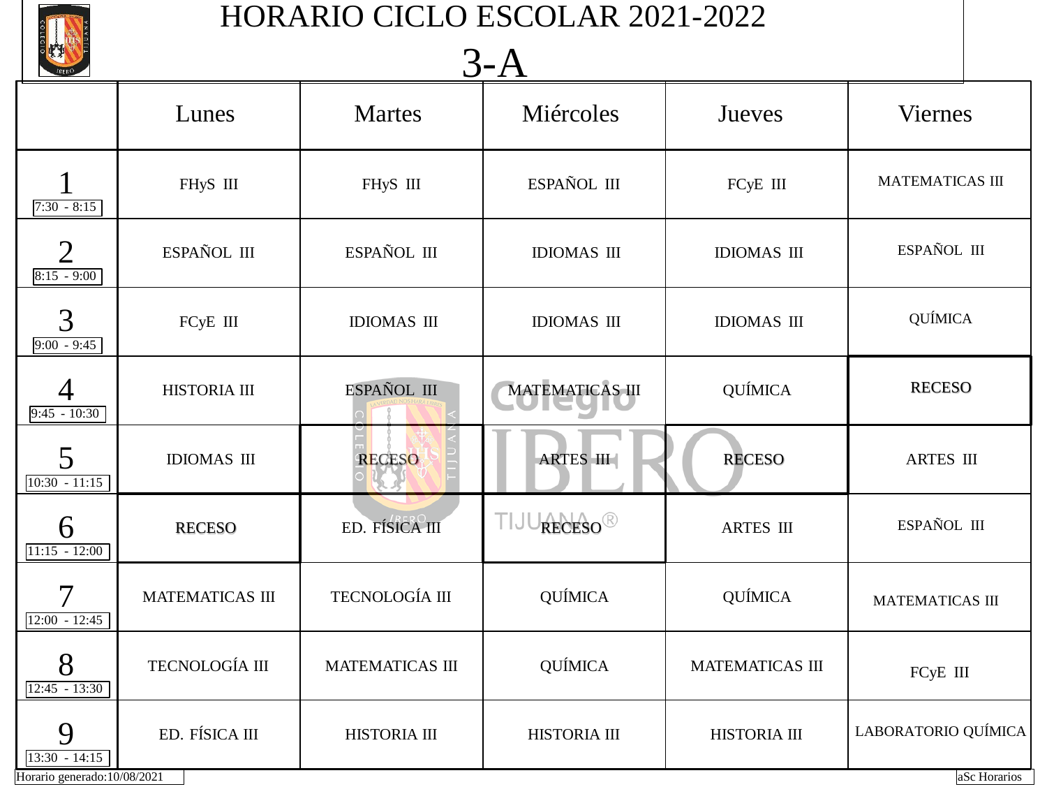# HORARIO CICLO ESCOLAR 2021-2022

## 3-A

| | Lunes | Martes | Miércoles | Jueves | Viernes |
|---|---|---|---|---|---|
| 1 (7:30 - 8:15) | FHyS III | FHyS III | ESPAÑOL III | FCyE III | MATEMATICAS III |
| 2 (8:15 - 9:00) | ESPAÑOL III | ESPAÑOL III | IDIOMAS III | IDIOMAS III | ESPAÑOL III |
| 3 (9:00 - 9:45) | FCyE III | IDIOMAS III | IDIOMAS III | IDIOMAS III | QUÍMICA |
| 4 (9:45 - 10:30) | HISTORIA III | ESPAÑOL III | MATEMATICAS III | QUÍMICA | RECESO |
| 5 (10:30 - 11:15) | IDIOMAS III | RECESO | ARTES III | RECESO | ARTES III |
| 6 (11:15 - 12:00) | RECESO | ED. FÍSICA III | RECESO | ARTES III | ESPAÑOL III |
| 7 (12:00 - 12:45) | MATEMATICAS III | TECNOLOGÍA III | QUÍMICA | QUÍMICA | MATEMATICAS III |
| 8 (12:45 - 13:30) | TECNOLOGÍA III | MATEMATICAS III | QUÍMICA | MATEMATICAS III | FCyE III |
| 9 (13:30 - 14:15) | ED. FÍSICA III | HISTORIA III | HISTORIA III | HISTORIA III | LABORATORIO QUÍMICA |

Horario generado:10/08/2021

aSc Horarios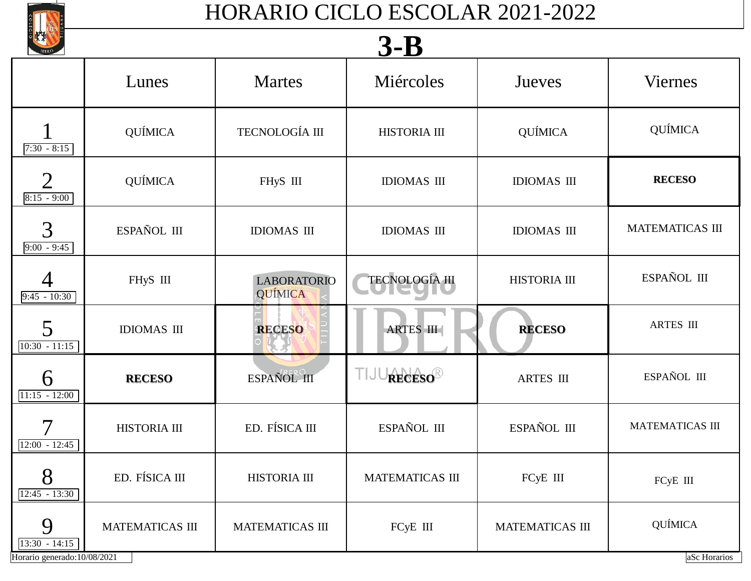# HORARIO CICLO ESCOLAR 2021-2022

## 3-B

| | Lunes | Martes | Miércoles | Jueves | Viernes |
|---|---|---|---|---|---|
| 1 (7:30 - 8:15) | QUÍMICA | TECNOLOGÍA III | HISTORIA III | QUÍMICA | QUÍMICA |
| 2 (8:15 - 9:00) | QUÍMICA | FHyS III | IDIOMAS III | IDIOMAS III | **RECESO** |
| 3 (9:00 - 9:45) | ESPAÑOL III | IDIOMAS III | IDIOMAS III | IDIOMAS III | MATEMATICAS III |
| 4 (9:45 - 10:30) | FHyS III | LABORATORIO QUÍMICA | TECNOLOGÍA III | HISTORIA III | ESPAÑOL III |
| 5 (10:30 - 11:15) | IDIOMAS III | **RECESO** | ARTES III | **RECESO** | ARTES III |
| 6 (11:15 - 12:00) | **RECESO** | ESPAÑOL III | **RECESO** | ARTES III | ESPAÑOL III |
| 7 (12:00 - 12:45) | HISTORIA III | ED. FÍSICA III | ESPAÑOL III | ESPAÑOL III | MATEMATICAS III |
| 8 (12:45 - 13:30) | ED. FÍSICA III | HISTORIA III | MATEMATICAS III | FCyE III | FCyE III |
| 9 (13:30 - 14:15) | MATEMATICAS III | MATEMATICAS III | FCyE III | MATEMATICAS III | QUÍMICA |

Horario generado:10/08/2021

aSc Horarios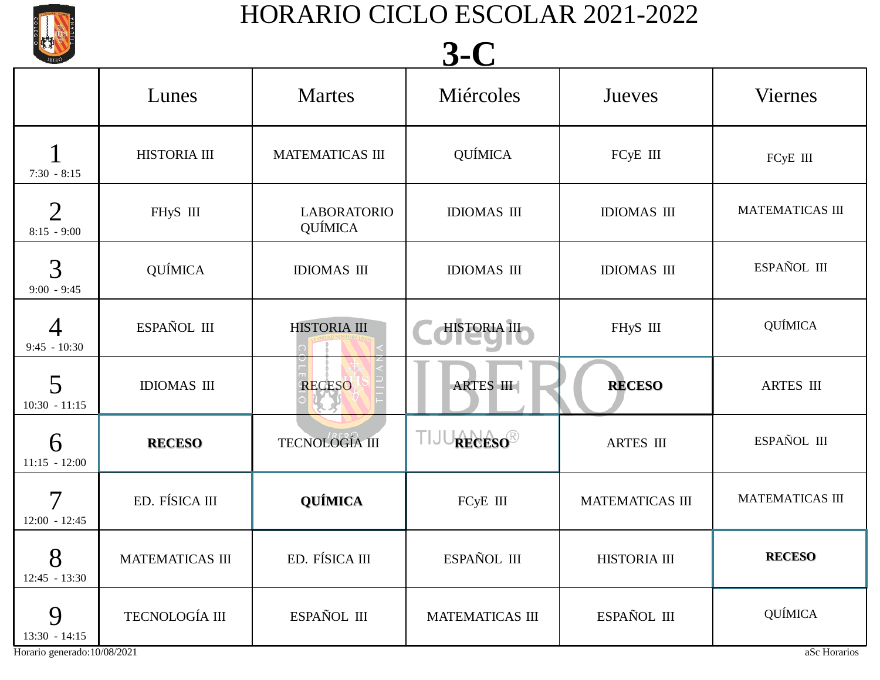# HORARIO CICLO ESCOLAR 2021-2022

## 3-C

| | Lunes | Martes | Miércoles | Jueves | Viernes |
|---|---|---|---|---|---|
| 1 7:30 - 8:15 | HISTORIA III | MATEMATICAS III | QUÍMICA | FCyE III | FCyE III |
| 2 8:15 - 9:00 | FHyS III | LABORATORIO QUÍMICA | IDIOMAS III | IDIOMAS III | MATEMATICAS III |
| 3 9:00 - 9:45 | QUÍMICA | IDIOMAS III | IDIOMAS III | IDIOMAS III | ESPAÑOL III |
| 4 9:45 - 10:30 | ESPAÑOL III | HISTORIA III | HISTORIA III | FHyS III | QUÍMICA |
| 5 10:30 - 11:15 | IDIOMAS III | RECESO | ARTES III | **RECESO** | ARTES III |
| 6 11:15 - 12:00 | **RECESO** | TECNOLOGÍA III | **RECESO** | ARTES III | ESPAÑOL III |
| 7 12:00 - 12:45 | ED. FÍSICA III | **QUÍMICA** | FCyE III | MATEMATICAS III | MATEMATICAS III |
| 8 12:45 - 13:30 | MATEMATICAS III | ED. FÍSICA III | ESPAÑOL III | HISTORIA III | **RECESO** |
| 9 13:30 - 14:15 | TECNOLOGÍA III | ESPAÑOL III | MATEMATICAS III | ESPAÑOL III | QUÍMICA |

Horario generado:10/08/2021

aSc Horarios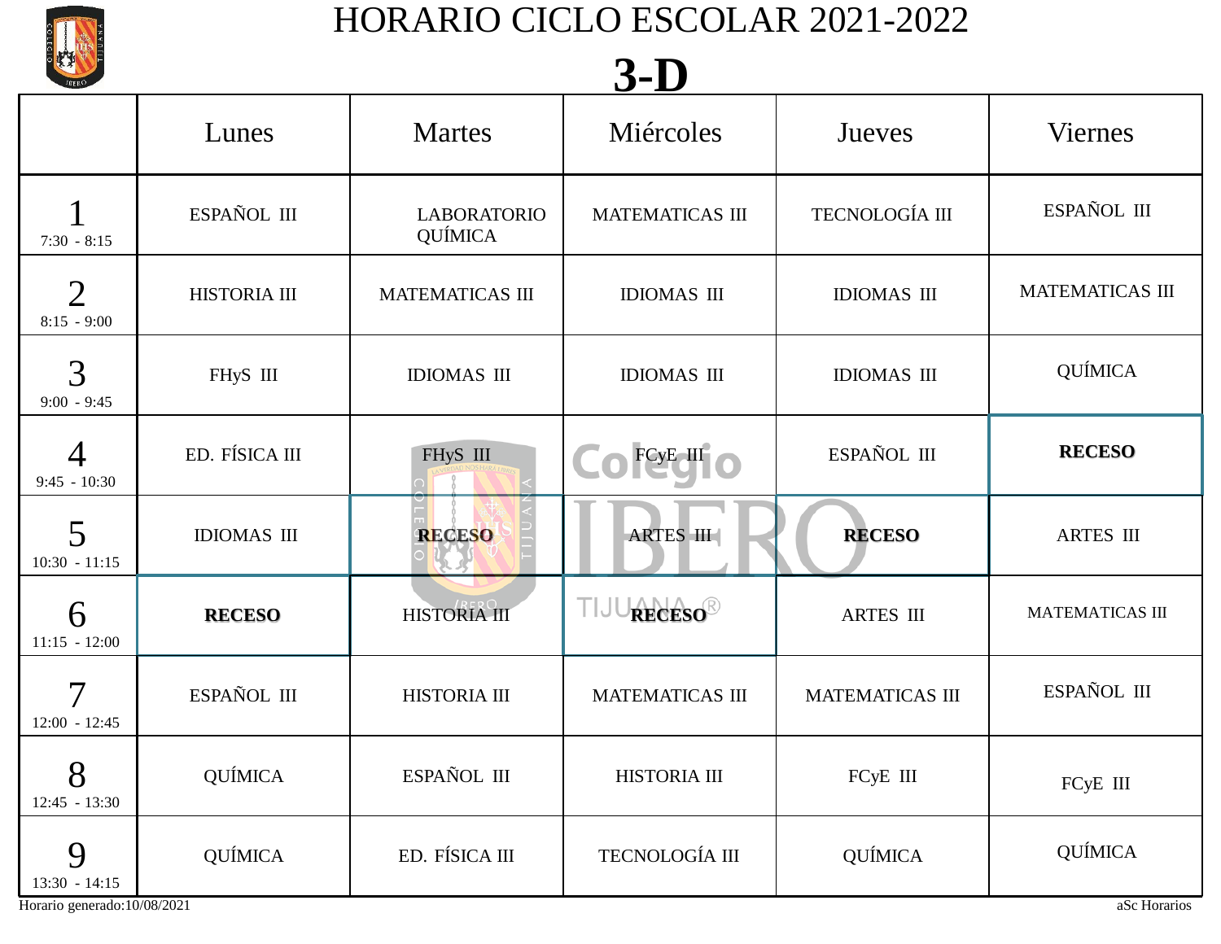# HORARIO CICLO ESCOLAR 2021-2022

## 3-D

| | Lunes | Martes | Miércoles | Jueves | Viernes |
|---|---|---|---|---|---|
| 1<br>7:30 - 8:15 | ESPAÑOL III | LABORATORIO QUÍMICA | MATEMATICAS III | TECNOLOGÍA III | ESPAÑOL III |
| 2<br>8:15 - 9:00 | HISTORIA III | MATEMATICAS III | IDIOMAS III | IDIOMAS III | MATEMATICAS III |
| 3<br>9:00 - 9:45 | FHyS III | IDIOMAS III | IDIOMAS III | IDIOMAS III | QUÍMICA |
| 4<br>9:45 - 10:30 | ED. FÍSICA III | FHyS III | FCyE III | ESPAÑOL III | **RECESO** |
| 5<br>10:30 - 11:15 | IDIOMAS III | **RECESO** | ARTES III | **RECESO** | ARTES III |
| 6<br>11:15 - 12:00 | **RECESO** | HISTORIA III | **RECESO** | ARTES III | MATEMATICAS III |
| 7<br>12:00 - 12:45 | ESPAÑOL III | HISTORIA III | MATEMATICAS III | MATEMATICAS III | ESPAÑOL III |
| 8<br>12:45 - 13:30 | QUÍMICA | ESPAÑOL III | HISTORIA III | FCyE III | FCyE III |
| 9<br>13:30 - 14:15 | QUÍMICA | ED. FÍSICA III | TECNOLOGÍA III | QUÍMICA | QUÍMICA |

Horario generado:10/08/2021

aSc Horarios